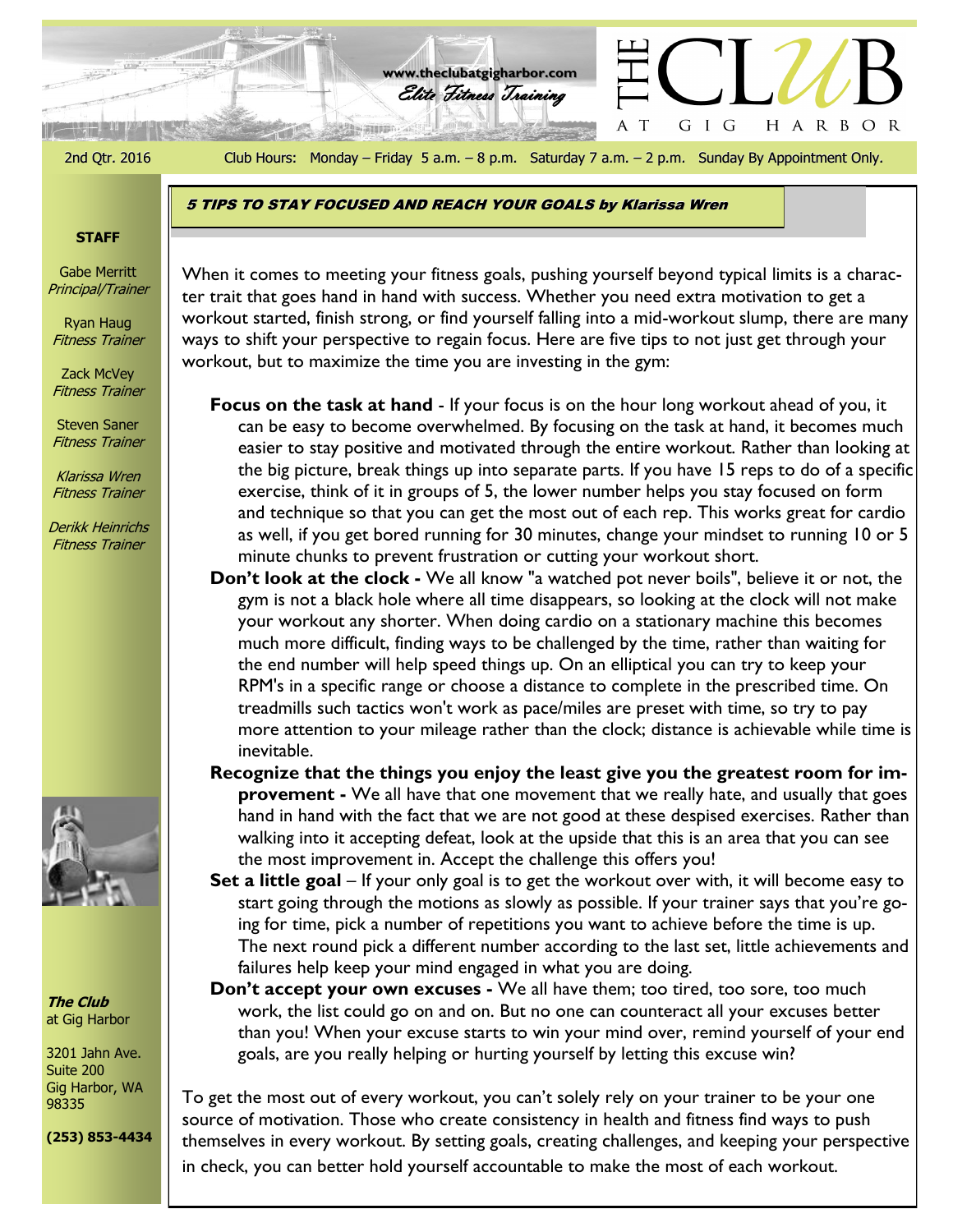www.theclubatgigharbor.com

*Elite Fitness Training*

# THE CLUB AT GIG HARBOR

2nd Qtr. 2016 — Club Hours: Monday – Friday 5 a.m. – 8 p.m. Saturday 7 a.m. – 2 p.m. Sunday By Appointment Only.

**STAFF**

Gabe Merritt
*Principal/Trainer*

Ryan Haug
*Fitness Trainer*

Zack McVey
*Fitness Trainer*

Steven Saner
*Fitness Trainer*

*Klarissa Wren*
*Fitness Trainer*

*Derikk Heinrichs*
*Fitness Trainer*

***The Club*** at Gig Harbor

3201 Jahn Ave.
Suite 200
Gig Harbor, WA
98335

**(253) 853-4434**

## 5 TIPS TO STAY FOCUSED AND REACH YOUR GOALS by Klarissa Wren

When it comes to meeting your fitness goals, pushing yourself beyond typical limits is a character trait that goes hand in hand with success. Whether you need extra motivation to get a workout started, finish strong, or find yourself falling into a mid-workout slump, there are many ways to shift your perspective to regain focus. Here are five tips to not just get through your workout, but to maximize the time you are investing in the gym:

**Focus on the task at hand** - If your focus is on the hour long workout ahead of you, it can be easy to become overwhelmed. By focusing on the task at hand, it becomes much easier to stay positive and motivated through the entire workout. Rather than looking at the big picture, break things up into separate parts. If you have 15 reps to do of a specific exercise, think of it in groups of 5, the lower number helps you stay focused on form and technique so that you can get the most out of each rep. This works great for cardio as well, if you get bored running for 30 minutes, change your mindset to running 10 or 5 minute chunks to prevent frustration or cutting your workout short.

**Don't look at the clock -** We all know "a watched pot never boils", believe it or not, the gym is not a black hole where all time disappears, so looking at the clock will not make your workout any shorter. When doing cardio on a stationary machine this becomes much more difficult, finding ways to be challenged by the time, rather than waiting for the end number will help speed things up. On an elliptical you can try to keep your RPM's in a specific range or choose a distance to complete in the prescribed time. On treadmills such tactics won't work as pace/miles are preset with time, so try to pay more attention to your mileage rather than the clock; distance is achievable while time is inevitable.

**Recognize that the things you enjoy the least give you the greatest room for improvement -** We all have that one movement that we really hate, and usually that goes hand in hand with the fact that we are not good at these despised exercises. Rather than walking into it accepting defeat, look at the upside that this is an area that you can see the most improvement in. Accept the challenge this offers you!

**Set a little goal** – If your only goal is to get the workout over with, it will become easy to start going through the motions as slowly as possible. If your trainer says that you're going for time, pick a number of repetitions you want to achieve before the time is up. The next round pick a different number according to the last set, little achievements and failures help keep your mind engaged in what you are doing.

**Don't accept your own excuses -** We all have them; too tired, too sore, too much work, the list could go on and on. But no one can counteract all your excuses better than you! When your excuse starts to win your mind over, remind yourself of your end goals, are you really helping or hurting yourself by letting this excuse win?

To get the most out of every workout, you can't solely rely on your trainer to be your one source of motivation. Those who create consistency in health and fitness find ways to push themselves in every workout. By setting goals, creating challenges, and keeping your perspective in check, you can better hold yourself accountable to make the most of each workout.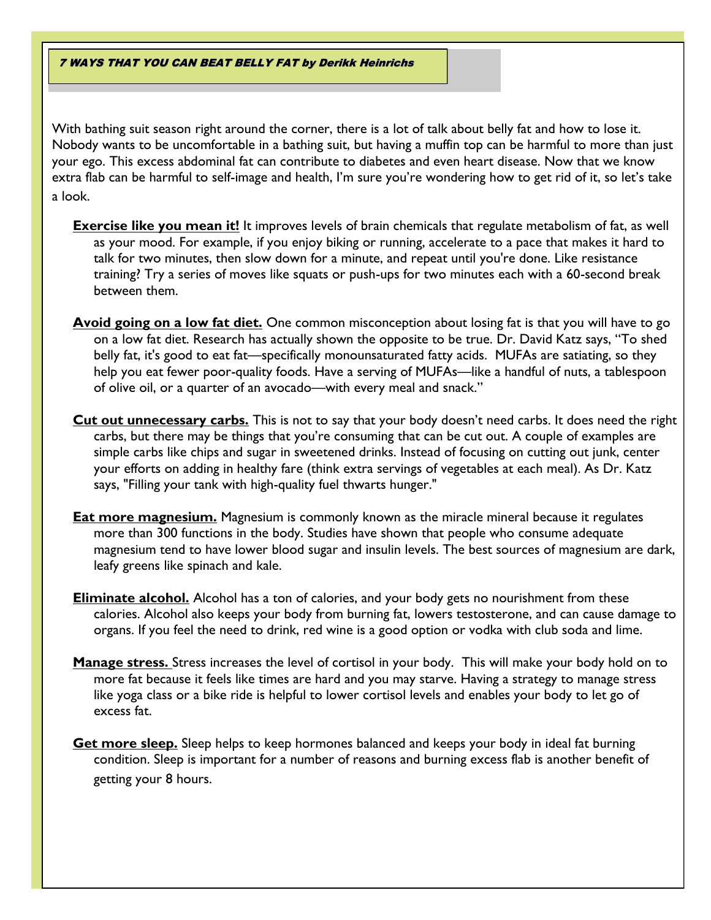## *7 WAYS THAT YOU CAN BEAT BELLY FAT by Derikk Heinrichs*

With bathing suit season right around the corner, there is a lot of talk about belly fat and how to lose it. Nobody wants to be uncomfortable in a bathing suit, but having a muffin top can be harmful to more than just your ego. This excess abdominal fat can contribute to diabetes and even heart disease. Now that we know extra flab can be harmful to self-image and health, I'm sure you're wondering how to get rid of it, so let's take a look.

**Exercise like you mean it!** It improves levels of brain chemicals that regulate metabolism of fat, as well as your mood. For example, if you enjoy biking or running, accelerate to a pace that makes it hard to talk for two minutes, then slow down for a minute, and repeat until you're done. Like resistance training? Try a series of moves like squats or push-ups for two minutes each with a 60-second break between them.

**Avoid going on a low fat diet.** One common misconception about losing fat is that you will have to go on a low fat diet. Research has actually shown the opposite to be true. Dr. David Katz says, "To shed belly fat, it's good to eat fat—specifically monounsaturated fatty acids. MUFAs are satiating, so they help you eat fewer poor-quality foods. Have a serving of MUFAs—like a handful of nuts, a tablespoon of olive oil, or a quarter of an avocado—with every meal and snack."

**Cut out unnecessary carbs.** This is not to say that your body doesn't need carbs. It does need the right carbs, but there may be things that you're consuming that can be cut out. A couple of examples are simple carbs like chips and sugar in sweetened drinks. Instead of focusing on cutting out junk, center your efforts on adding in healthy fare (think extra servings of vegetables at each meal). As Dr. Katz says, "Filling your tank with high-quality fuel thwarts hunger."

**Eat more magnesium.** Magnesium is commonly known as the miracle mineral because it regulates more than 300 functions in the body. Studies have shown that people who consume adequate magnesium tend to have lower blood sugar and insulin levels. The best sources of magnesium are dark, leafy greens like spinach and kale.

**Eliminate alcohol.** Alcohol has a ton of calories, and your body gets no nourishment from these calories. Alcohol also keeps your body from burning fat, lowers testosterone, and can cause damage to organs. If you feel the need to drink, red wine is a good option or vodka with club soda and lime.

**Manage stress.** Stress increases the level of cortisol in your body. This will make your body hold on to more fat because it feels like times are hard and you may starve. Having a strategy to manage stress like yoga class or a bike ride is helpful to lower cortisol levels and enables your body to let go of excess fat.

**Get more sleep.** Sleep helps to keep hormones balanced and keeps your body in ideal fat burning condition. Sleep is important for a number of reasons and burning excess flab is another benefit of getting your 8 hours.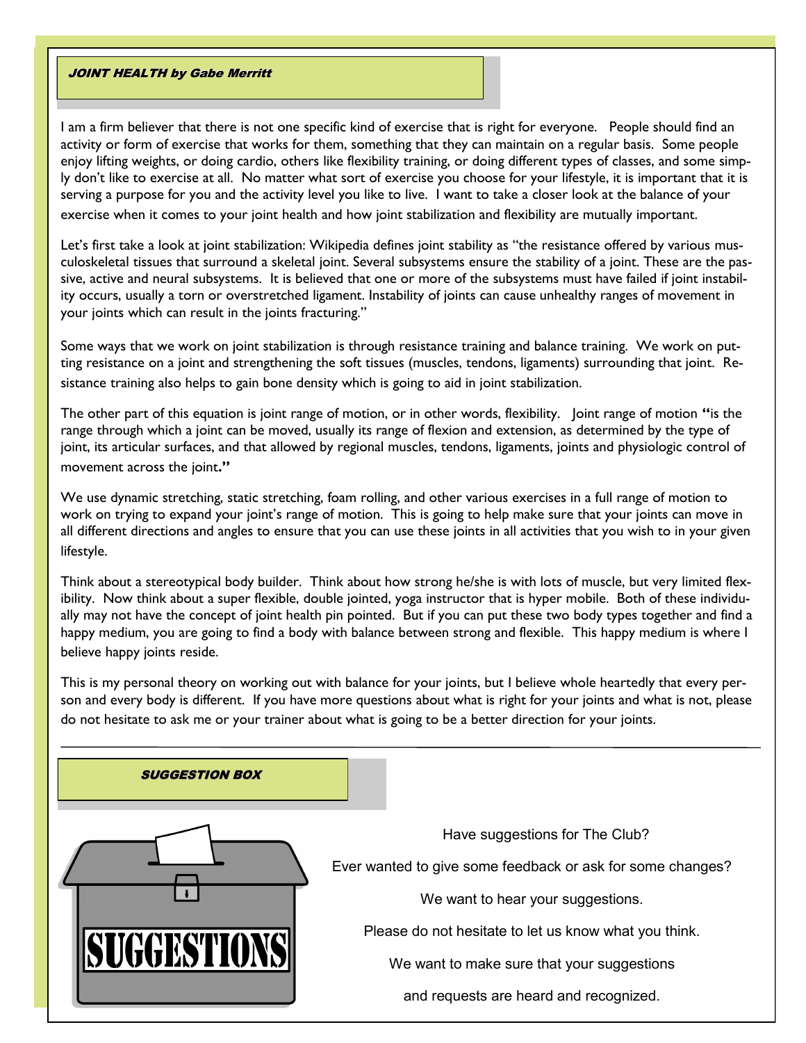## *JOINT HEALTH by Gabe Merritt*

I am a firm believer that there is not one specific kind of exercise that is right for everyone. People should find an activity or form of exercise that works for them, something that they can maintain on a regular basis. Some people enjoy lifting weights, or doing cardio, others like flexibility training, or doing different types of classes, and some simply don't like to exercise at all. No matter what sort of exercise you choose for your lifestyle, it is important that it is serving a purpose for you and the activity level you like to live. I want to take a closer look at the balance of your exercise when it comes to your joint health and how joint stabilization and flexibility are mutually important.

Let's first take a look at joint stabilization: Wikipedia defines joint stability as "the resistance offered by various musculoskeletal tissues that surround a skeletal joint. Several subsystems ensure the stability of a joint. These are the passive, active and neural subsystems. It is believed that one or more of the subsystems must have failed if joint instability occurs, usually a torn or overstretched ligament. Instability of joints can cause unhealthy ranges of movement in your joints which can result in the joints fracturing."

Some ways that we work on joint stabilization is through resistance training and balance training. We work on putting resistance on a joint and strengthening the soft tissues (muscles, tendons, ligaments) surrounding that joint. Resistance training also helps to gain bone density which is going to aid in joint stabilization.

The other part of this equation is joint range of motion, or in other words, flexibility. Joint range of motion **"**is the range through which a joint can be moved, usually its range of flexion and extension, as determined by the type of joint, its articular surfaces, and that allowed by regional muscles, tendons, ligaments, joints and physiologic control of movement across the joint**."**

We use dynamic stretching, static stretching, foam rolling, and other various exercises in a full range of motion to work on trying to expand your joint's range of motion. This is going to help make sure that your joints can move in all different directions and angles to ensure that you can use these joints in all activities that you wish to in your given lifestyle.

Think about a stereotypical body builder. Think about how strong he/she is with lots of muscle, but very limited flexibility. Now think about a super flexible, double jointed, yoga instructor that is hyper mobile. Both of these individually may not have the concept of joint health pin pointed. But if you can put these two body types together and find a happy medium, you are going to find a body with balance between strong and flexible. This happy medium is where I believe happy joints reside.

This is my personal theory on working out with balance for your joints, but I believe whole heartedly that every person and every body is different. If you have more questions about what is right for your joints and what is not, please do not hesitate to ask me or your trainer about what is going to be a better direction for your joints.

---

## *SUGGESTION BOX*

SUGGESTIONS

Have suggestions for The Club?

Ever wanted to give some feedback or ask for some changes?

We want to hear your suggestions.

Please do not hesitate to let us know what you think.

We want to make sure that your suggestions

and requests are heard and recognized.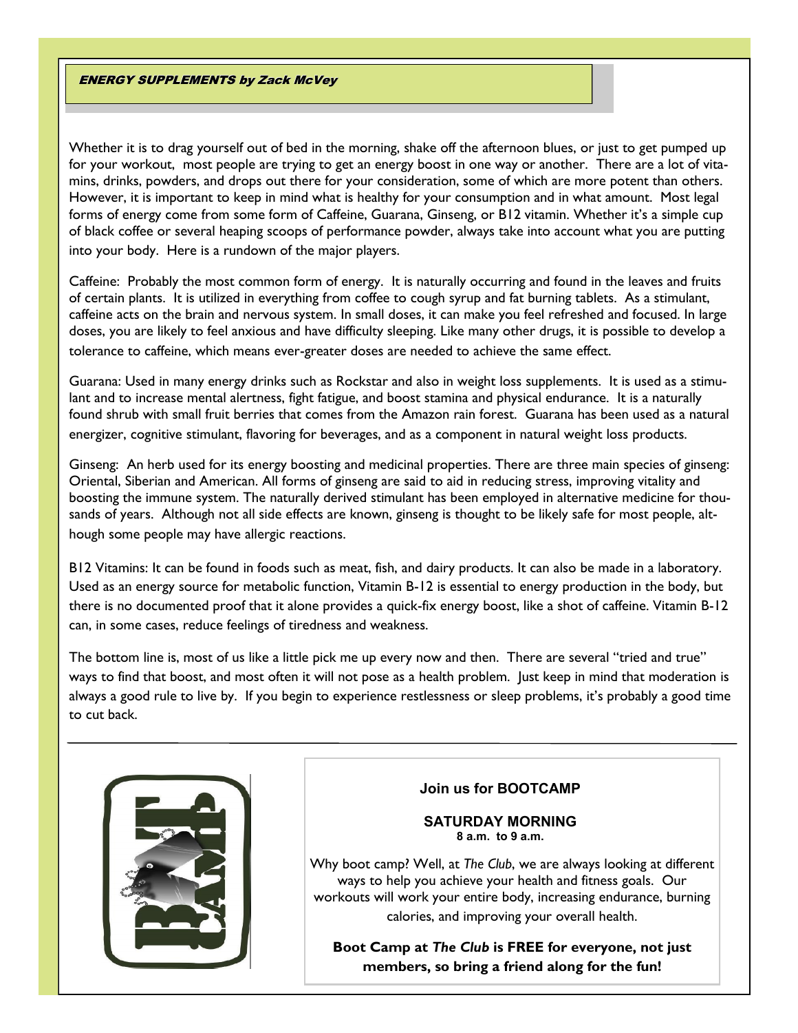## ENERGY SUPPLEMENTS by Zack McVey

Whether it is to drag yourself out of bed in the morning, shake off the afternoon blues, or just to get pumped up for your workout, most people are trying to get an energy boost in one way or another. There are a lot of vitamins, drinks, powders, and drops out there for your consideration, some of which are more potent than others. However, it is important to keep in mind what is healthy for your consumption and in what amount. Most legal forms of energy come from some form of Caffeine, Guarana, Ginseng, or B12 vitamin. Whether it's a simple cup of black coffee or several heaping scoops of performance powder, always take into account what you are putting into your body. Here is a rundown of the major players.

Caffeine: Probably the most common form of energy. It is naturally occurring and found in the leaves and fruits of certain plants. It is utilized in everything from coffee to cough syrup and fat burning tablets. As a stimulant, caffeine acts on the brain and nervous system. In small doses, it can make you feel refreshed and focused. In large doses, you are likely to feel anxious and have difficulty sleeping. Like many other drugs, it is possible to develop a tolerance to caffeine, which means ever-greater doses are needed to achieve the same effect.

Guarana: Used in many energy drinks such as Rockstar and also in weight loss supplements. It is used as a stimulant and to increase mental alertness, fight fatigue, and boost stamina and physical endurance. It is a naturally found shrub with small fruit berries that comes from the Amazon rain forest. Guarana has been used as a natural energizer, cognitive stimulant, flavoring for beverages, and as a component in natural weight loss products.

Ginseng: An herb used for its energy boosting and medicinal properties. There are three main species of ginseng: Oriental, Siberian and American. All forms of ginseng are said to aid in reducing stress, improving vitality and boosting the immune system. The naturally derived stimulant has been employed in alternative medicine for thousands of years. Although not all side effects are known, ginseng is thought to be likely safe for most people, although some people may have allergic reactions.

B12 Vitamins: It can be found in foods such as meat, fish, and dairy products. It can also be made in a laboratory. Used as an energy source for metabolic function, Vitamin B-12 is essential to energy production in the body, but there is no documented proof that it alone provides a quick-fix energy boost, like a shot of caffeine. Vitamin B-12 can, in some cases, reduce feelings of tiredness and weakness.

The bottom line is, most of us like a little pick me up every now and then. There are several "tried and true" ways to find that boost, and most often it will not pose as a health problem. Just keep in mind that moderation is always a good rule to live by. If you begin to experience restlessness or sleep problems, it's probably a good time to cut back.

---

**Join us for BOOTCAMP**

**SATURDAY MORNING**
**8 a.m. to 9 a.m.**

Why boot camp? Well, at *The Club*, we are always looking at different ways to help you achieve your health and fitness goals. Our workouts will work your entire body, increasing endurance, burning calories, and improving your overall health.

**Boot Camp at *The Club* is FREE for everyone, not just members, so bring a friend along for the fun!**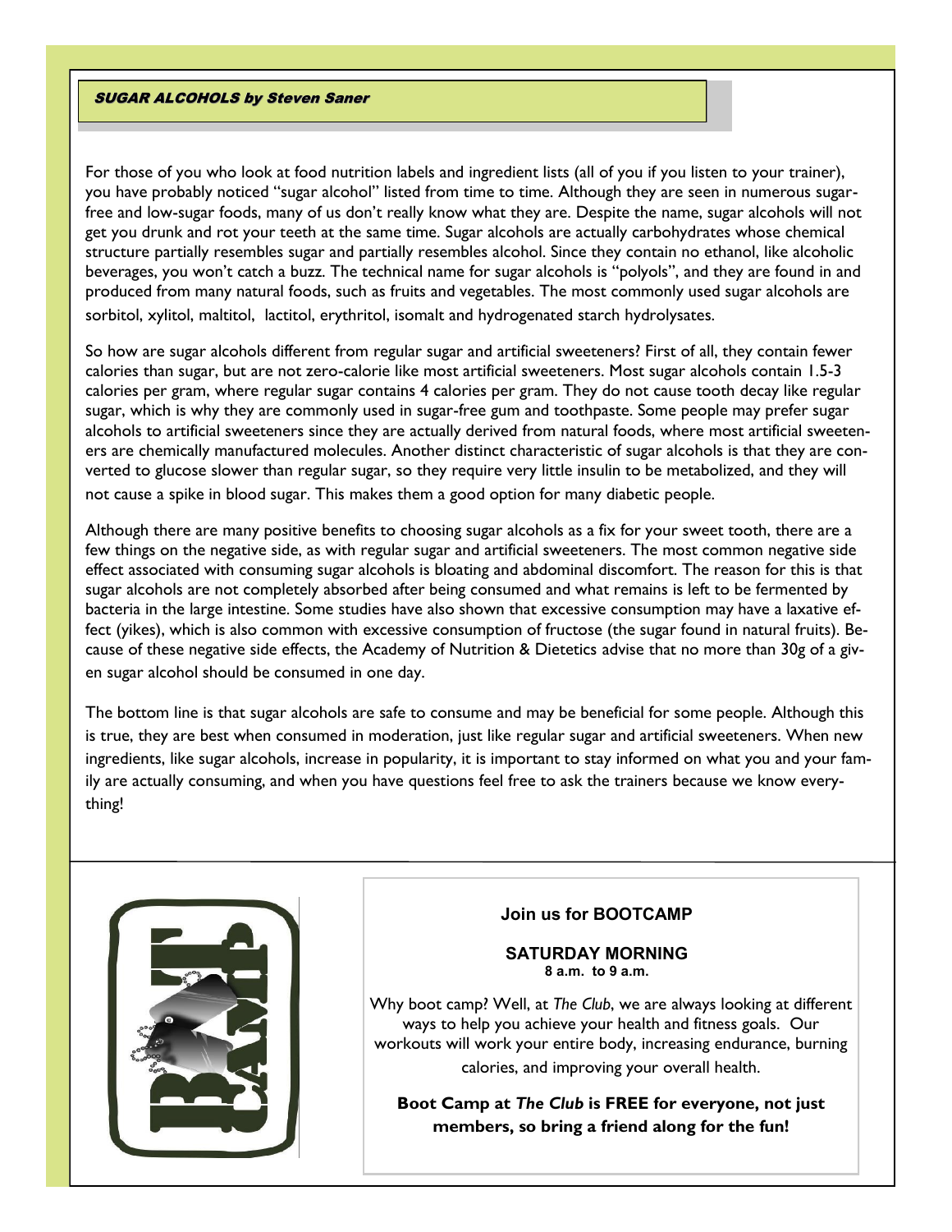## *SUGAR ALCOHOLS by Steven Saner*

For those of you who look at food nutrition labels and ingredient lists (all of you if you listen to your trainer), you have probably noticed "sugar alcohol" listed from time to time. Although they are seen in numerous sugar-free and low-sugar foods, many of us don't really know what they are. Despite the name, sugar alcohols will not get you drunk and rot your teeth at the same time. Sugar alcohols are actually carbohydrates whose chemical structure partially resembles sugar and partially resembles alcohol. Since they contain no ethanol, like alcoholic beverages, you won't catch a buzz. The technical name for sugar alcohols is "polyols", and they are found in and produced from many natural foods, such as fruits and vegetables. The most commonly used sugar alcohols are sorbitol, xylitol, maltitol, lactitol, erythritol, isomalt and hydrogenated starch hydrolysates.

So how are sugar alcohols different from regular sugar and artificial sweeteners? First of all, they contain fewer calories than sugar, but are not zero-calorie like most artificial sweeteners. Most sugar alcohols contain 1.5-3 calories per gram, where regular sugar contains 4 calories per gram. They do not cause tooth decay like regular sugar, which is why they are commonly used in sugar-free gum and toothpaste. Some people may prefer sugar alcohols to artificial sweeteners since they are actually derived from natural foods, where most artificial sweeteners are chemically manufactured molecules. Another distinct characteristic of sugar alcohols is that they are converted to glucose slower than regular sugar, so they require very little insulin to be metabolized, and they will not cause a spike in blood sugar. This makes them a good option for many diabetic people.

Although there are many positive benefits to choosing sugar alcohols as a fix for your sweet tooth, there are a few things on the negative side, as with regular sugar and artificial sweeteners. The most common negative side effect associated with consuming sugar alcohols is bloating and abdominal discomfort. The reason for this is that sugar alcohols are not completely absorbed after being consumed and what remains is left to be fermented by bacteria in the large intestine. Some studies have also shown that excessive consumption may have a laxative effect (yikes), which is also common with excessive consumption of fructose (the sugar found in natural fruits). Because of these negative side effects, the Academy of Nutrition & Dietetics advise that no more than 30g of a given sugar alcohol should be consumed in one day.

The bottom line is that sugar alcohols are safe to consume and may be beneficial for some people. Although this is true, they are best when consumed in moderation, just like regular sugar and artificial sweeteners. When new ingredients, like sugar alcohols, increase in popularity, it is important to stay informed on what you and your family are actually consuming, and when you have questions feel free to ask the trainers because we know everything!

**Join us for BOOTCAMP**

**SATURDAY MORNING**
**8 a.m. to 9 a.m.**

Why boot camp? Well, at *The Club*, we are always looking at different ways to help you achieve your health and fitness goals. Our workouts will work your entire body, increasing endurance, burning calories, and improving your overall health.

**Boot Camp at *The Club* is FREE for everyone, not just members, so bring a friend along for the fun!**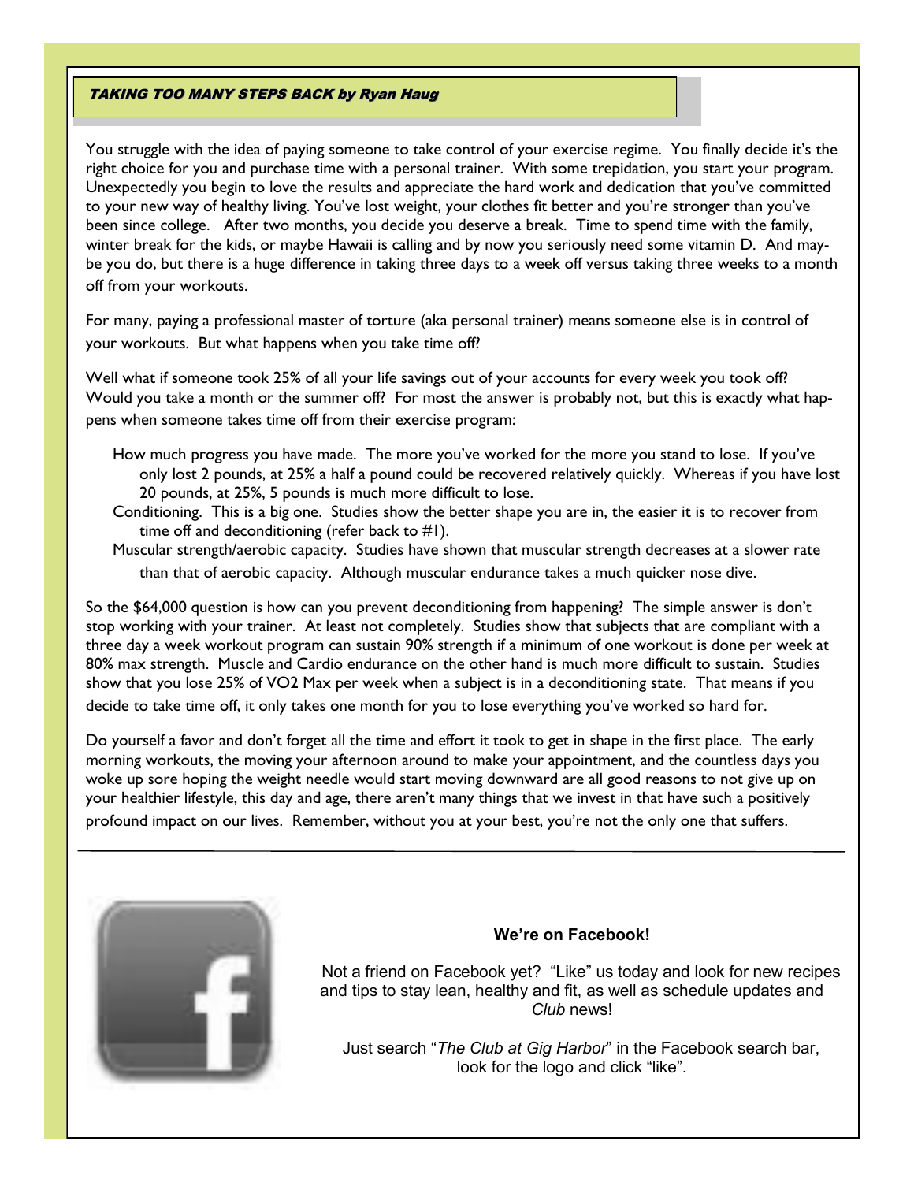## *TAKING TOO MANY STEPS BACK by Ryan Haug*

You struggle with the idea of paying someone to take control of your exercise regime. You finally decide it's the right choice for you and purchase time with a personal trainer. With some trepidation, you start your program. Unexpectedly you begin to love the results and appreciate the hard work and dedication that you've committed to your new way of healthy living. You've lost weight, your clothes fit better and you're stronger than you've been since college. After two months, you decide you deserve a break. Time to spend time with the family, winter break for the kids, or maybe Hawaii is calling and by now you seriously need some vitamin D. And maybe you do, but there is a huge difference in taking three days to a week off versus taking three weeks to a month off from your workouts.

For many, paying a professional master of torture (aka personal trainer) means someone else is in control of your workouts. But what happens when you take time off?

Well what if someone took 25% of all your life savings out of your accounts for every week you took off? Would you take a month or the summer off? For most the answer is probably not, but this is exactly what happens when someone takes time off from their exercise program:

1. How much progress you have made. The more you've worked for the more you stand to lose. If you've only lost 2 pounds, at 25% a half a pound could be recovered relatively quickly. Whereas if you have lost 20 pounds, at 25%, 5 pounds is much more difficult to lose.
2. Conditioning. This is a big one. Studies show the better shape you are in, the easier it is to recover from time off and deconditioning (refer back to #1).
3. Muscular strength/aerobic capacity. Studies have shown that muscular strength decreases at a slower rate than that of aerobic capacity. Although muscular endurance takes a much quicker nose dive.

So the $64,000 question is how can you prevent deconditioning from happening? The simple answer is don't stop working with your trainer. At least not completely. Studies show that subjects that are compliant with a three day a week workout program can sustain 90% strength if a minimum of one workout is done per week at 80% max strength. Muscle and Cardio endurance on the other hand is much more difficult to sustain. Studies show that you lose 25% of VO2 Max per week when a subject is in a deconditioning state. That means if you decide to take time off, it only takes one month for you to lose everything you've worked so hard for.

Do yourself a favor and don't forget all the time and effort it took to get in shape in the first place. The early morning workouts, the moving your afternoon around to make your appointment, and the countless days you woke up sore hoping the weight needle would start moving downward are all good reasons to not give up on your healthier lifestyle, this day and age, there aren't many things that we invest in that have such a positively profound impact on our lives. Remember, without you at your best, you're not the only one that suffers.

---

**We're on Facebook!**

Not a friend on Facebook yet? "Like" us today and look for new recipes and tips to stay lean, healthy and fit, as well as schedule updates and *Club* news!

Just search "*The Club at Gig Harbor*" in the Facebook search bar, look for the logo and click "like".